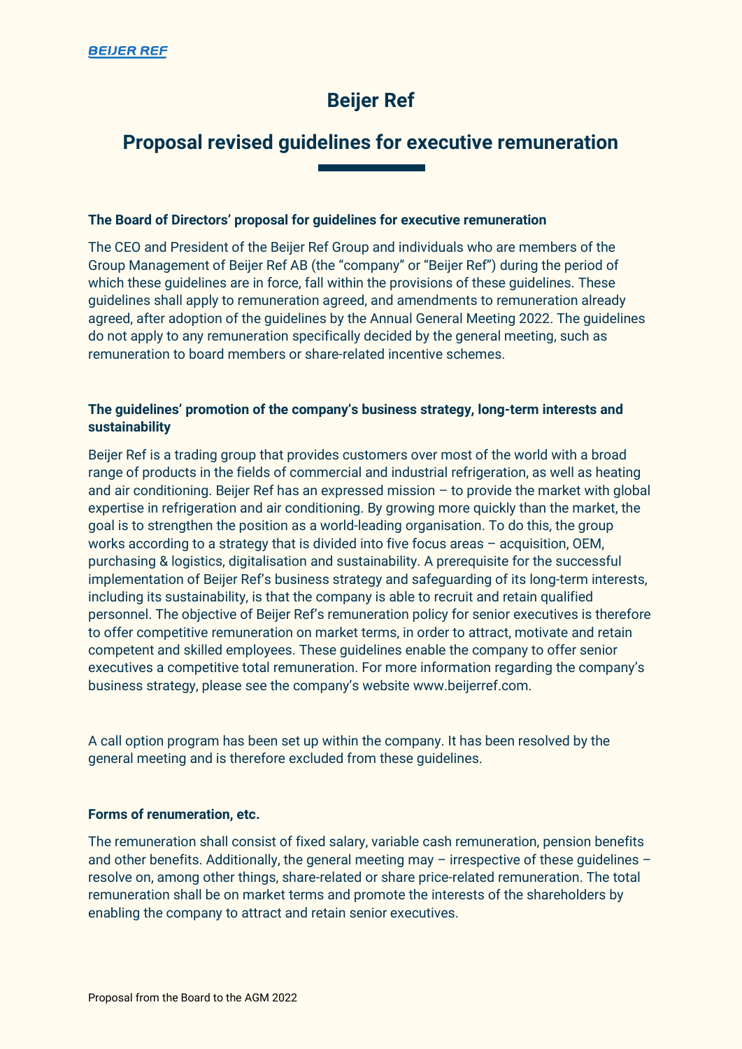# Beijer Ref

## Proposal revised guidelines for executive remuneration

### The Board of Directors' proposal for guidelines for executive remuneration

The CEO and President of the Beijer Ref Group and individuals who are members of the Group Management of Beijer Ref AB (the "company" or "Beijer Ref") during the period of which these guidelines are in force, fall within the provisions of these guidelines. These guidelines shall apply to remuneration agreed, and amendments to remuneration already agreed, after adoption of the guidelines by the Annual General Meeting 2022. The guidelines do not apply to any remuneration specifically decided by the general meeting, such as remuneration to board members or share-related incentive schemes.

### The guidelines' promotion of the company's business strategy, long-term interests and sustainability

Beijer Ref is a trading group that provides customers over most of the world with a broad range of products in the fields of commercial and industrial refrigeration, as well as heating and air conditioning. Beijer Ref has an expressed mission – to provide the market with global expertise in refrigeration and air conditioning. By growing more quickly than the market, the goal is to strengthen the position as a world-leading organisation. To do this, the group works according to a strategy that is divided into five focus areas – acquisition, OEM, purchasing & logistics, digitalisation and sustainability. A prerequisite for the successful implementation of Beijer Ref's business strategy and safeguarding of its long-term interests, including its sustainability, is that the company is able to recruit and retain qualified personnel. The objective of Beijer Ref's remuneration policy for senior executives is therefore to offer competitive remuneration on market terms, in order to attract, motivate and retain competent and skilled employees. These guidelines enable the company to offer senior executives a competitive total remuneration. For more information regarding the company's business strategy, please see the company's website www.beijerref.com.

A call option program has been set up within the company. It has been resolved by the general meeting and is therefore excluded from these guidelines.

### Forms of renumeration, etc.

The remuneration shall consist of fixed salary, variable cash remuneration, pension benefits and other benefits. Additionally, the general meeting may – irrespective of these guidelines – resolve on, among other things, share-related or share price-related remuneration. The total remuneration shall be on market terms and promote the interests of the shareholders by enabling the company to attract and retain senior executives.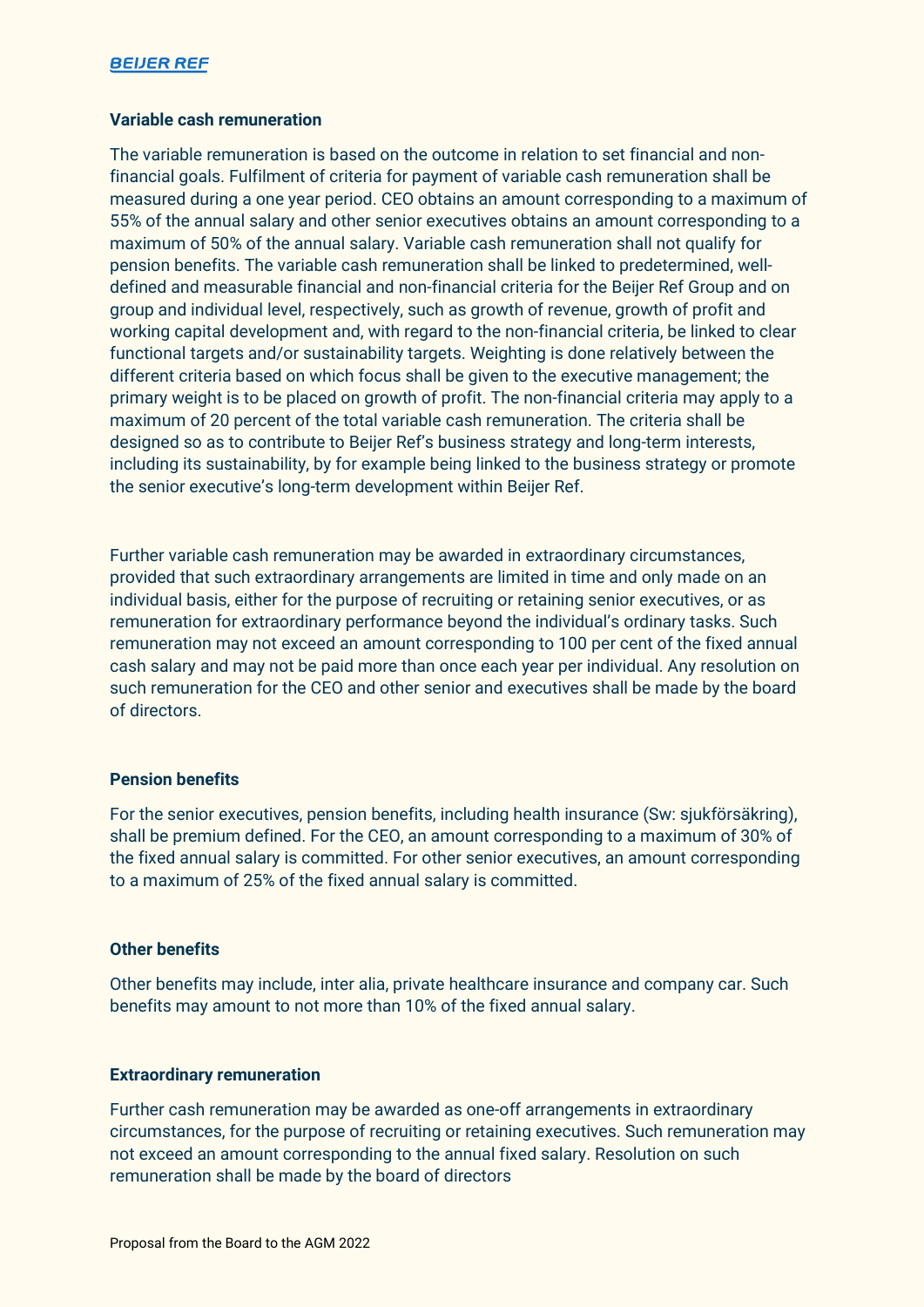**Variable cash remuneration**

The variable remuneration is based on the outcome in relation to set financial and non-financial goals. Fulfilment of criteria for payment of variable cash remuneration shall be measured during a one year period. CEO obtains an amount corresponding to a maximum of 55% of the annual salary and other senior executives obtains an amount corresponding to a maximum of 50% of the annual salary. Variable cash remuneration shall not qualify for pension benefits. The variable cash remuneration shall be linked to predetermined, well-defined and measurable financial and non-financial criteria for the Beijer Ref Group and on group and individual level, respectively, such as growth of revenue, growth of profit and working capital development and, with regard to the non-financial criteria, be linked to clear functional targets and/or sustainability targets. Weighting is done relatively between the different criteria based on which focus shall be given to the executive management; the primary weight is to be placed on growth of profit. The non-financial criteria may apply to a maximum of 20 percent of the total variable cash remuneration. The criteria shall be designed so as to contribute to Beijer Ref's business strategy and long-term interests, including its sustainability, by for example being linked to the business strategy or promote the senior executive's long-term development within Beijer Ref.

Further variable cash remuneration may be awarded in extraordinary circumstances, provided that such extraordinary arrangements are limited in time and only made on an individual basis, either for the purpose of recruiting or retaining senior executives, or as remuneration for extraordinary performance beyond the individual's ordinary tasks. Such remuneration may not exceed an amount corresponding to 100 per cent of the fixed annual cash salary and may not be paid more than once each year per individual. Any resolution on such remuneration for the CEO and other senior and executives shall be made by the board of directors.

**Pension benefits**

For the senior executives, pension benefits, including health insurance (Sw: sjukförsäkring), shall be premium defined. For the CEO, an amount corresponding to a maximum of 30% of the fixed annual salary is committed. For other senior executives, an amount corresponding to a maximum of 25% of the fixed annual salary is committed.

**Other benefits**

Other benefits may include, inter alia, private healthcare insurance and company car. Such benefits may amount to not more than 10% of the fixed annual salary.

**Extraordinary remuneration**

Further cash remuneration may be awarded as one-off arrangements in extraordinary circumstances, for the purpose of recruiting or retaining executives. Such remuneration may not exceed an amount corresponding to the annual fixed salary. Resolution on such remuneration shall be made by the board of directors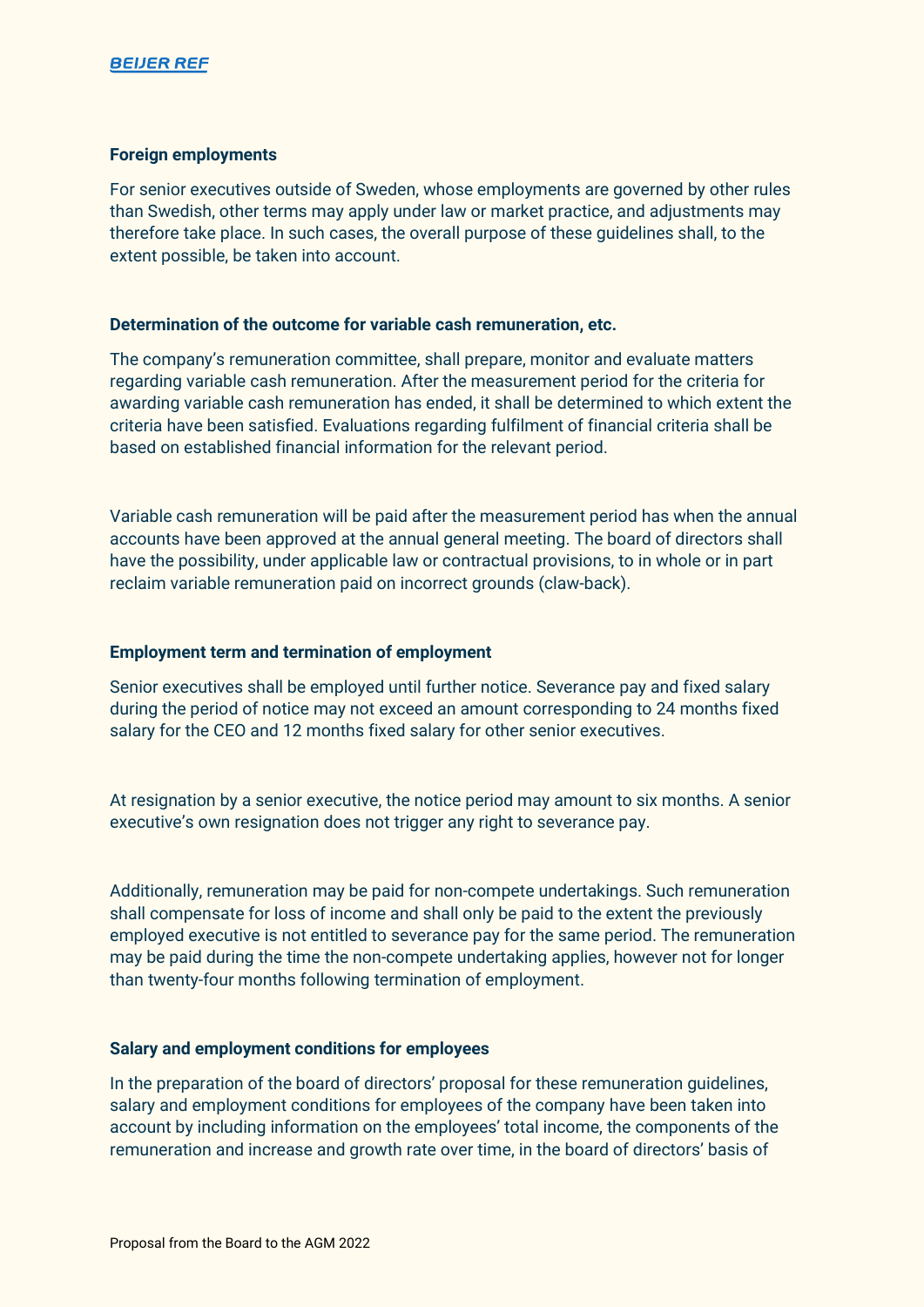### Foreign employments

For senior executives outside of Sweden, whose employments are governed by other rules than Swedish, other terms may apply under law or market practice, and adjustments may therefore take place. In such cases, the overall purpose of these guidelines shall, to the extent possible, be taken into account.

### Determination of the outcome for variable cash remuneration, etc.

The company's remuneration committee, shall prepare, monitor and evaluate matters regarding variable cash remuneration. After the measurement period for the criteria for awarding variable cash remuneration has ended, it shall be determined to which extent the criteria have been satisfied. Evaluations regarding fulfilment of financial criteria shall be based on established financial information for the relevant period.

Variable cash remuneration will be paid after the measurement period has when the annual accounts have been approved at the annual general meeting. The board of directors shall have the possibility, under applicable law or contractual provisions, to in whole or in part reclaim variable remuneration paid on incorrect grounds (claw-back).

### Employment term and termination of employment

Senior executives shall be employed until further notice. Severance pay and fixed salary during the period of notice may not exceed an amount corresponding to 24 months fixed salary for the CEO and 12 months fixed salary for other senior executives.

At resignation by a senior executive, the notice period may amount to six months. A senior executive's own resignation does not trigger any right to severance pay.

Additionally, remuneration may be paid for non-compete undertakings. Such remuneration shall compensate for loss of income and shall only be paid to the extent the previously employed executive is not entitled to severance pay for the same period. The remuneration may be paid during the time the non-compete undertaking applies, however not for longer than twenty-four months following termination of employment.

### Salary and employment conditions for employees

In the preparation of the board of directors' proposal for these remuneration guidelines, salary and employment conditions for employees of the company have been taken into account by including information on the employees' total income, the components of the remuneration and increase and growth rate over time, in the board of directors' basis of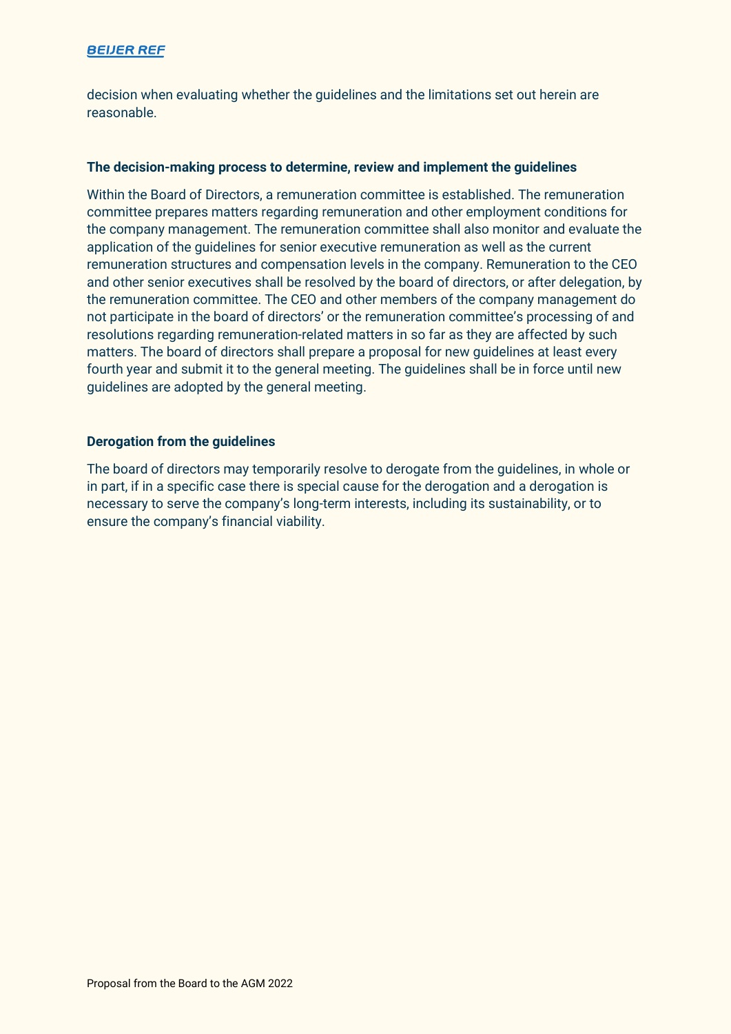decision when evaluating whether the guidelines and the limitations set out herein are reasonable.

**The decision-making process to determine, review and implement the guidelines**

Within the Board of Directors, a remuneration committee is established. The remuneration committee prepares matters regarding remuneration and other employment conditions for the company management. The remuneration committee shall also monitor and evaluate the application of the guidelines for senior executive remuneration as well as the current remuneration structures and compensation levels in the company. Remuneration to the CEO and other senior executives shall be resolved by the board of directors, or after delegation, by the remuneration committee. The CEO and other members of the company management do not participate in the board of directors' or the remuneration committee's processing of and resolutions regarding remuneration-related matters in so far as they are affected by such matters. The board of directors shall prepare a proposal for new guidelines at least every fourth year and submit it to the general meeting. The guidelines shall be in force until new guidelines are adopted by the general meeting.

**Derogation from the guidelines**

The board of directors may temporarily resolve to derogate from the guidelines, in whole or in part, if in a specific case there is special cause for the derogation and a derogation is necessary to serve the company's long-term interests, including its sustainability, or to ensure the company's financial viability.